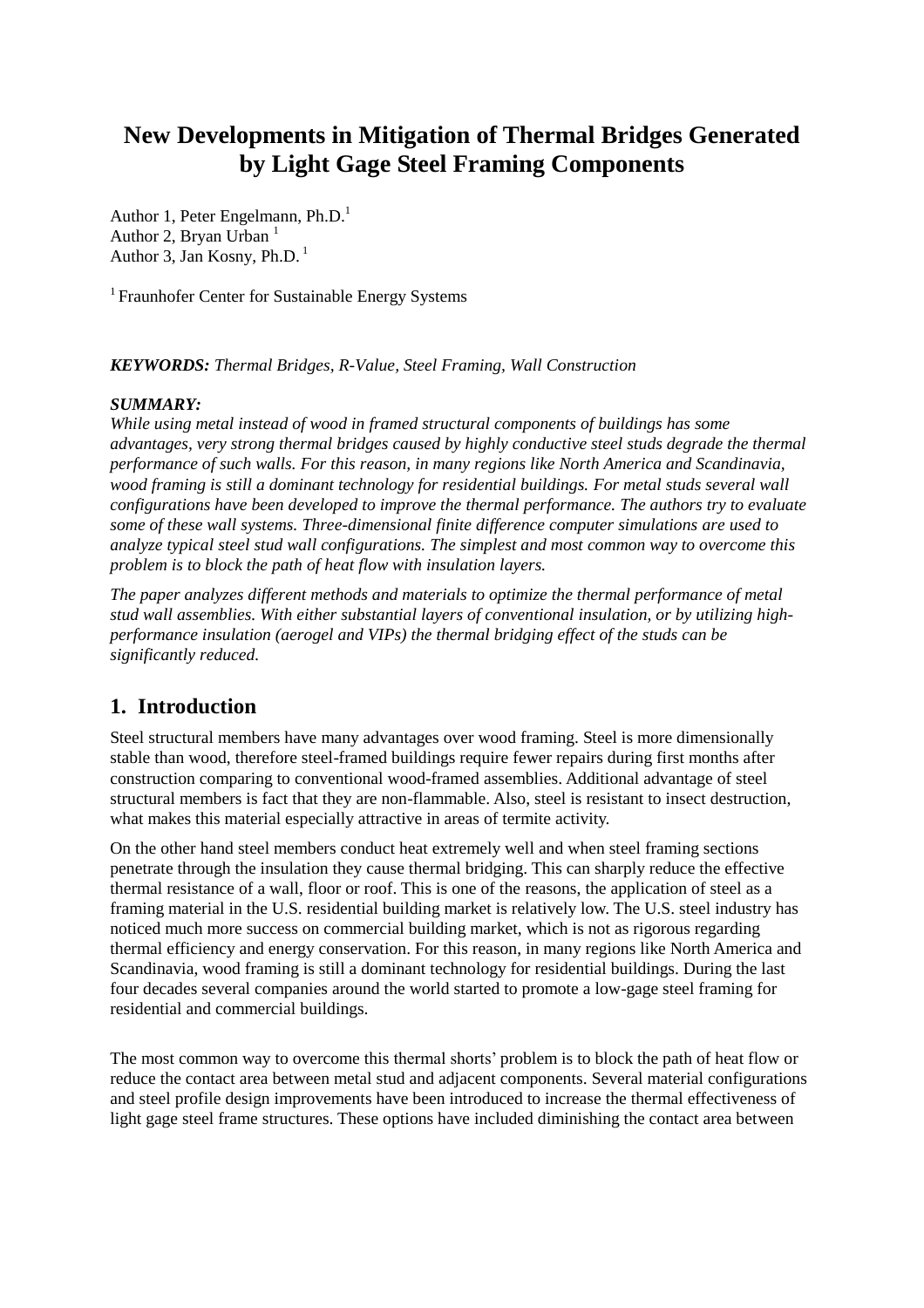# New Developments in Mitigation of Thermal Bridges Generated by Light Gage Steel Framing Components

Author 1, Peter Engelmann, Ph.D.[1]
Author 2, Bryan Urban [1]
Author 3, Jan Kosny, Ph.D. [1]

[1] Fraunhofer Center for Sustainable Energy Systems

***KEYWORDS:*** *Thermal Bridges, R-Value, Steel Framing, Wall Construction*

***SUMMARY:***

*While using metal instead of wood in framed structural components of buildings has some advantages, very strong thermal bridges caused by highly conductive steel studs degrade the thermal performance of such walls. For this reason, in many regions like North America and Scandinavia, wood framing is still a dominant technology for residential buildings. For metal studs several wall configurations have been developed to improve the thermal performance. The authors try to evaluate some of these wall systems. Three-dimensional finite difference computer simulations are used to analyze typical steel stud wall configurations. The simplest and most common way to overcome this problem is to block the path of heat flow with insulation layers.*

*The paper analyzes different methods and materials to optimize the thermal performance of metal stud wall assemblies. With either substantial layers of conventional insulation, or by utilizing high-performance insulation (aerogel and VIPs) the thermal bridging effect of the studs can be significantly reduced.*

## 1. Introduction

Steel structural members have many advantages over wood framing. Steel is more dimensionally stable than wood, therefore steel-framed buildings require fewer repairs during first months after construction comparing to conventional wood-framed assemblies. Additional advantage of steel structural members is fact that they are non-flammable. Also, steel is resistant to insect destruction, what makes this material especially attractive in areas of termite activity.

On the other hand steel members conduct heat extremely well and when steel framing sections penetrate through the insulation they cause thermal bridging. This can sharply reduce the effective thermal resistance of a wall, floor or roof. This is one of the reasons, the application of steel as a framing material in the U.S. residential building market is relatively low. The U.S. steel industry has noticed much more success on commercial building market, which is not as rigorous regarding thermal efficiency and energy conservation. For this reason, in many regions like North America and Scandinavia, wood framing is still a dominant technology for residential buildings. During the last four decades several companies around the world started to promote a low-gage steel framing for residential and commercial buildings.

The most common way to overcome this thermal shorts' problem is to block the path of heat flow or reduce the contact area between metal stud and adjacent components. Several material configurations and steel profile design improvements have been introduced to increase the thermal effectiveness of light gage steel frame structures. These options have included diminishing the contact area between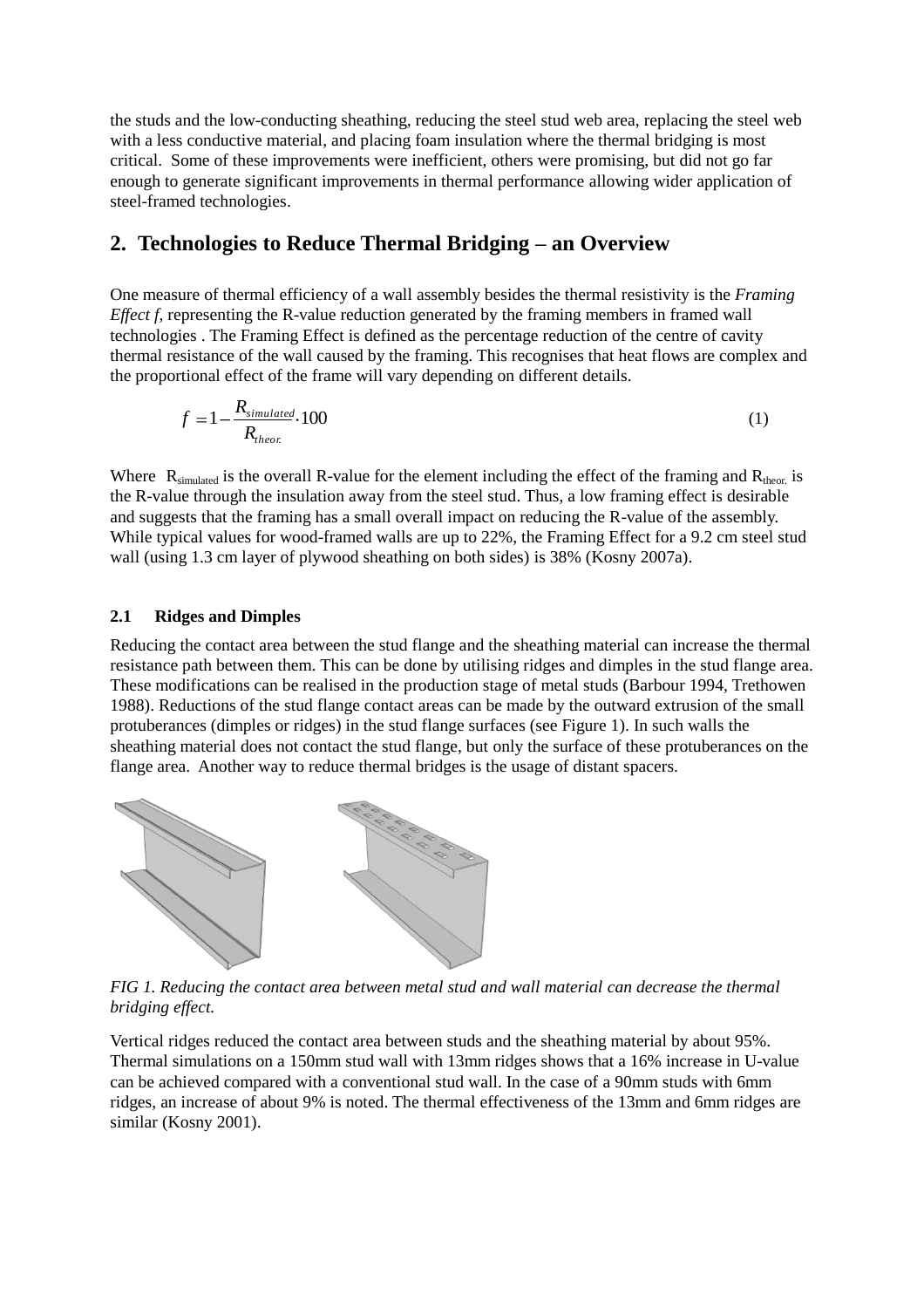the studs and the low-conducting sheathing, reducing the steel stud web area, replacing the steel web with a less conductive material, and placing foam insulation where the thermal bridging is most critical. Some of these improvements were inefficient, others were promising, but did not go far enough to generate significant improvements in thermal performance allowing wider application of steel-framed technologies.

## 2. Technologies to Reduce Thermal Bridging – an Overview

One measure of thermal efficiency of a wall assembly besides the thermal resistivity is the *Framing Effect f*, representing the R-value reduction generated by the framing members in framed wall technologies . The Framing Effect is defined as the percentage reduction of the centre of cavity thermal resistance of the wall caused by the framing. This recognises that heat flows are complex and the proportional effect of the frame will vary depending on different details.

$$f = 1 - \frac{R_{simulated}}{R_{theor.}} \cdot 100 \qquad (1)$$

Where $R_{simulated}$ is the overall R-value for the element including the effect of the framing and $R_{theor.}$ is the R-value through the insulation away from the steel stud. Thus, a low framing effect is desirable and suggests that the framing has a small overall impact on reducing the R-value of the assembly. While typical values for wood-framed walls are up to 22%, the Framing Effect for a 9.2 cm steel stud wall (using 1.3 cm layer of plywood sheathing on both sides) is 38% (Kosny 2007a).

### 2.1 Ridges and Dimples

Reducing the contact area between the stud flange and the sheathing material can increase the thermal resistance path between them. This can be done by utilising ridges and dimples in the stud flange area. These modifications can be realised in the production stage of metal studs (Barbour 1994, Trethowen 1988). Reductions of the stud flange contact areas can be made by the outward extrusion of the small protuberances (dimples or ridges) in the stud flange surfaces (see Figure 1). In such walls the sheathing material does not contact the stud flange, but only the surface of these protuberances on the flange area. Another way to reduce thermal bridges is the usage of distant spacers.

*FIG 1. Reducing the contact area between metal stud and wall material can decrease the thermal bridging effect.*

Vertical ridges reduced the contact area between studs and the sheathing material by about 95%. Thermal simulations on a 150mm stud wall with 13mm ridges shows that a 16% increase in U-value can be achieved compared with a conventional stud wall. In the case of a 90mm studs with 6mm ridges, an increase of about 9% is noted. The thermal effectiveness of the 13mm and 6mm ridges are similar (Kosny 2001).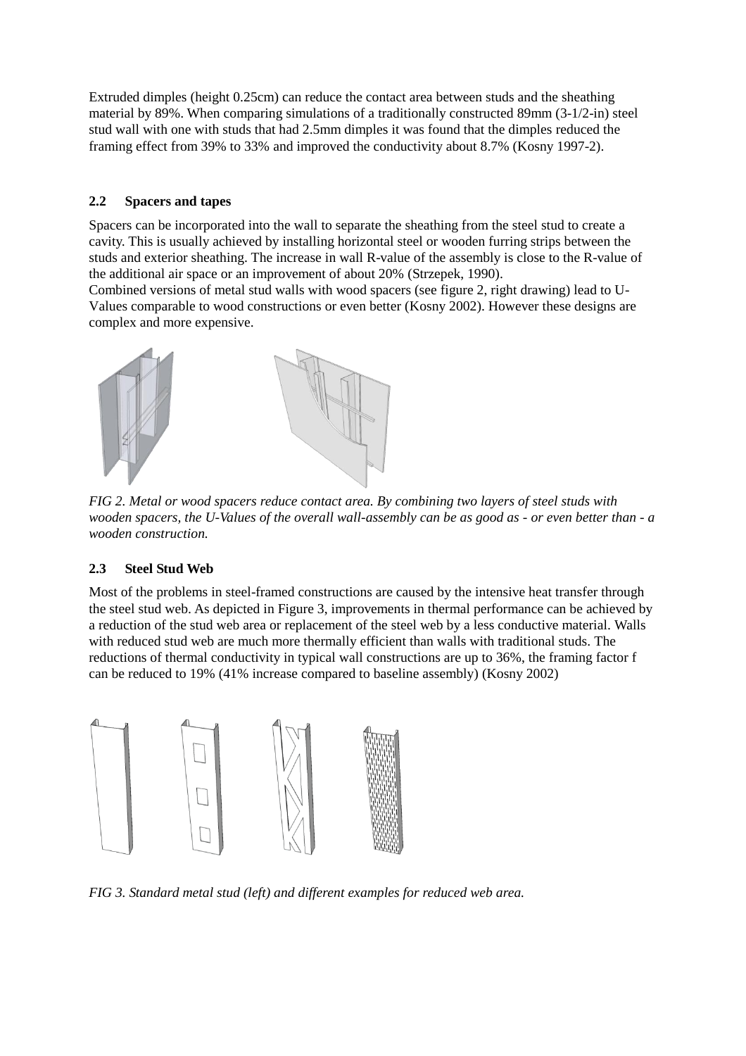Extruded dimples (height 0.25cm) can reduce the contact area between studs and the sheathing material by 89%. When comparing simulations of a traditionally constructed 89mm (3-1/2-in) steel stud wall with one with studs that had 2.5mm dimples it was found that the dimples reduced the framing effect from 39% to 33% and improved the conductivity about 8.7% (Kosny 1997-2).

## 2.2 Spacers and tapes

Spacers can be incorporated into the wall to separate the sheathing from the steel stud to create a cavity. This is usually achieved by installing horizontal steel or wooden furring strips between the studs and exterior sheathing. The increase in wall R-value of the assembly is close to the R-value of the additional air space or an improvement of about 20% (Strzepek, 1990).
Combined versions of metal stud walls with wood spacers (see figure 2, right drawing) lead to U-Values comparable to wood constructions or even better (Kosny 2002). However these designs are complex and more expensive.

*FIG 2. Metal or wood spacers reduce contact area. By combining two layers of steel studs with wooden spacers, the U-Values of the overall wall-assembly can be as good as - or even better than - a wooden construction.*

## 2.3 Steel Stud Web

Most of the problems in steel-framed constructions are caused by the intensive heat transfer through the steel stud web. As depicted in Figure 3, improvements in thermal performance can be achieved by a reduction of the stud web area or replacement of the steel web by a less conductive material. Walls with reduced stud web are much more thermally efficient than walls with traditional studs. The reductions of thermal conductivity in typical wall constructions are up to 36%, the framing factor f can be reduced to 19% (41% increase compared to baseline assembly) (Kosny 2002)

*FIG 3. Standard metal stud (left) and different examples for reduced web area.*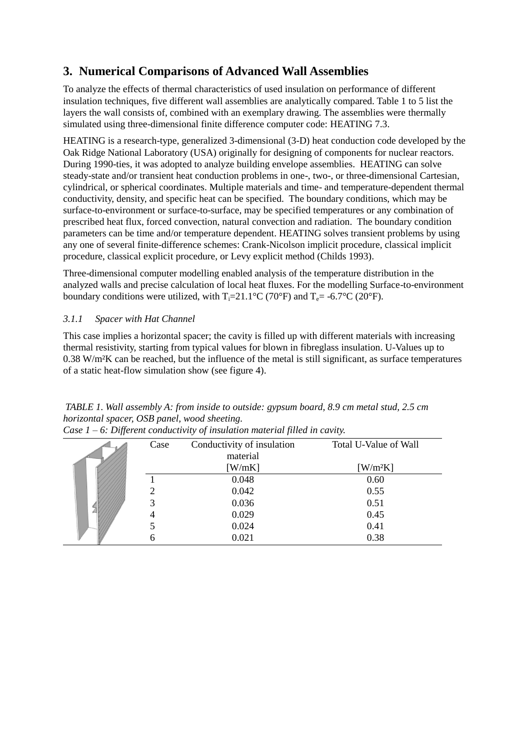## 3. Numerical Comparisons of Advanced Wall Assemblies

To analyze the effects of thermal characteristics of used insulation on performance of different insulation techniques, five different wall assemblies are analytically compared. Table 1 to 5 list the layers the wall consists of, combined with an exemplary drawing. The assemblies were thermally simulated using three-dimensional finite difference computer code: HEATING 7.3.

HEATING is a research-type, generalized 3-dimensional (3-D) heat conduction code developed by the Oak Ridge National Laboratory (USA) originally for designing of components for nuclear reactors. During 1990-ties, it was adopted to analyze building envelope assemblies. HEATING can solve steady-state and/or transient heat conduction problems in one-, two-, or three-dimensional Cartesian, cylindrical, or spherical coordinates. Multiple materials and time- and temperature-dependent thermal conductivity, density, and specific heat can be specified. The boundary conditions, which may be surface-to-environment or surface-to-surface, may be specified temperatures or any combination of prescribed heat flux, forced convection, natural convection and radiation. The boundary condition parameters can be time and/or temperature dependent. HEATING solves transient problems by using any one of several finite-difference schemes: Crank-Nicolson implicit procedure, classical implicit procedure, classical explicit procedure, or Levy explicit method (Childs 1993).

Three-dimensional computer modelling enabled analysis of the temperature distribution in the analyzed walls and precise calculation of local heat fluxes. For the modelling Surface-to-environment boundary conditions were utilized, with $T_i$=21.1°C (70°F) and $T_e$= -6.7°C (20°F).

*3.1.1 Spacer with Hat Channel*

This case implies a horizontal spacer; the cavity is filled up with different materials with increasing thermal resistivity, starting from typical values for blown in fibreglass insulation. U-Values up to 0.38 W/m²K can be reached, but the influence of the metal is still significant, as surface temperatures of a static heat-flow simulation show (see figure 4).

*TABLE 1. Wall assembly A: from inside to outside: gypsum board, 8.9 cm metal stud, 2.5 cm horizontal spacer, OSB panel, wood sheeting.*
*Case 1 – 6: Different conductivity of insulation material filled in cavity.*

| Case | Conductivity of insulation material [W/mK] | Total U-Value of Wall [W/m²K] |
|---|---|---|
| 1 | 0.048 | 0.60 |
| 2 | 0.042 | 0.55 |
| 3 | 0.036 | 0.51 |
| 4 | 0.029 | 0.45 |
| 5 | 0.024 | 0.41 |
| 6 | 0.021 | 0.38 |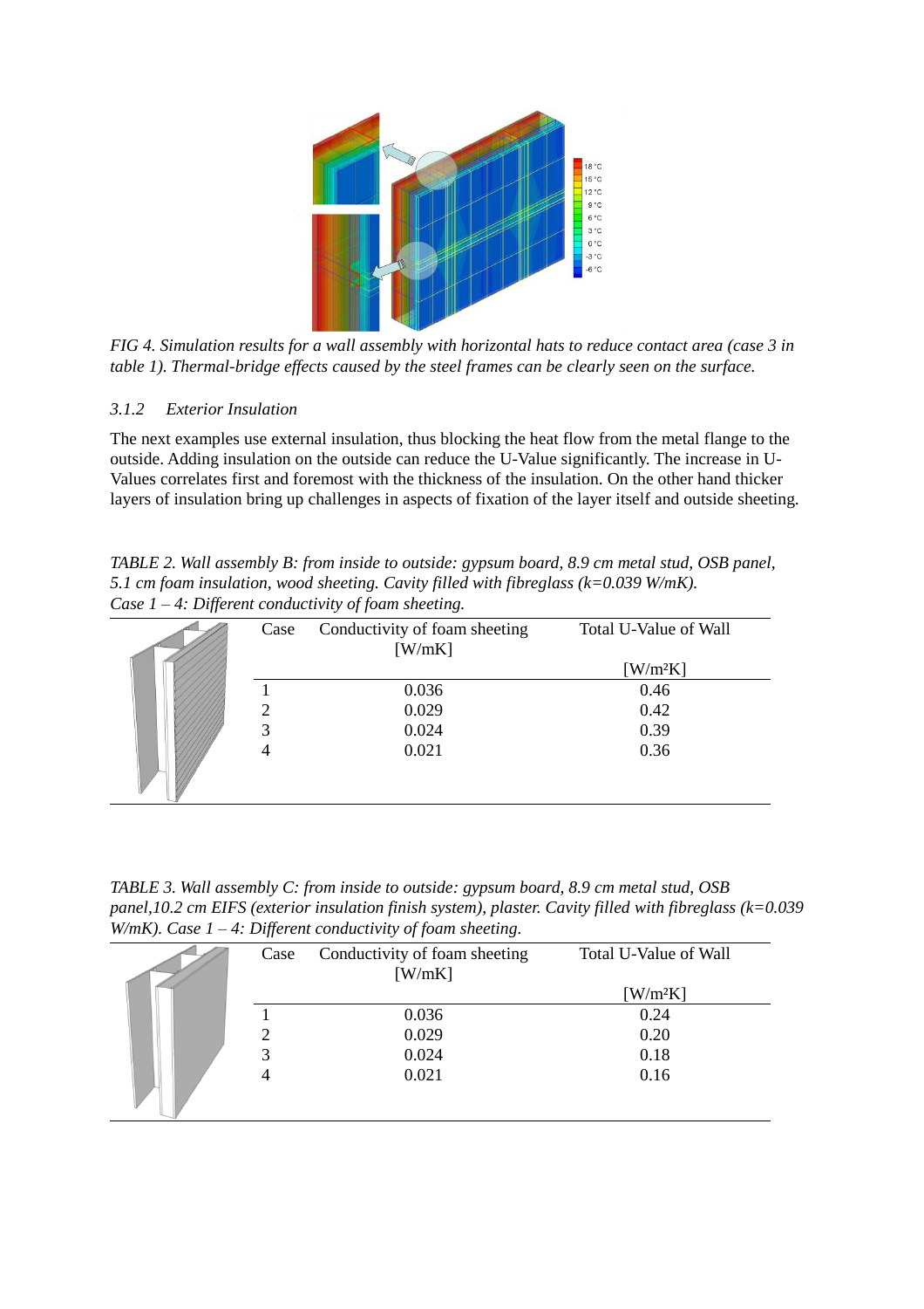*FIG 4. Simulation results for a wall assembly with horizontal hats to reduce contact area (case 3 in table 1). Thermal-bridge effects caused by the steel frames can be clearly seen on the surface.*

### 3.1.2 Exterior Insulation

The next examples use external insulation, thus blocking the heat flow from the metal flange to the outside. Adding insulation on the outside can reduce the U-Value significantly. The increase in U-Values correlates first and foremost with the thickness of the insulation. On the other hand thicker layers of insulation bring up challenges in aspects of fixation of the layer itself and outside sheeting.

*TABLE 2. Wall assembly B: from inside to outside: gypsum board, 8.9 cm metal stud, OSB panel, 5.1 cm foam insulation, wood sheeting. Cavity filled with fibreglass (k=0.039 W/mK). Case 1 – 4: Different conductivity of foam sheeting.*

| Case | Conductivity of foam sheeting [W/mK] | Total U-Value of Wall [W/m²K] |
|---|---|---|
| 1 | 0.036 | 0.46 |
| 2 | 0.029 | 0.42 |
| 3 | 0.024 | 0.39 |
| 4 | 0.021 | 0.36 |

*TABLE 3. Wall assembly C: from inside to outside: gypsum board, 8.9 cm metal stud, OSB panel,10.2 cm EIFS (exterior insulation finish system), plaster. Cavity filled with fibreglass (k=0.039 W/mK). Case 1 – 4: Different conductivity of foam sheeting.*

| Case | Conductivity of foam sheeting [W/mK] | Total U-Value of Wall [W/m²K] |
|---|---|---|
| 1 | 0.036 | 0.24 |
| 2 | 0.029 | 0.20 |
| 3 | 0.024 | 0.18 |
| 4 | 0.021 | 0.16 |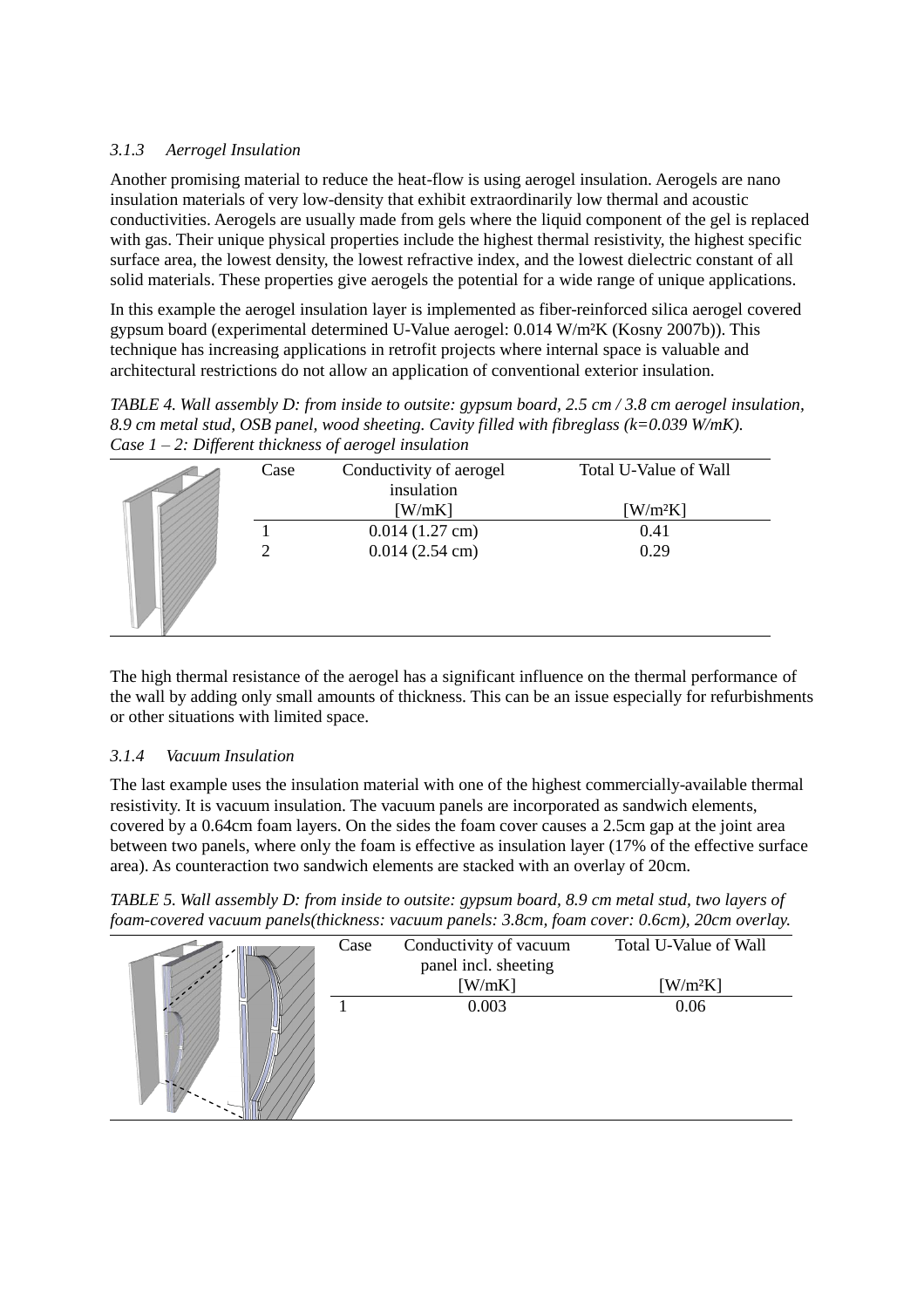### *3.1.3 Aerrogel Insulation*

Another promising material to reduce the heat-flow is using aerogel insulation. Aerogels are nano insulation materials of very low-density that exhibit extraordinarily low thermal and acoustic conductivities. Aerogels are usually made from gels where the liquid component of the gel is replaced with gas. Their unique physical properties include the highest thermal resistivity, the highest specific surface area, the lowest density, the lowest refractive index, and the lowest dielectric constant of all solid materials. These properties give aerogels the potential for a wide range of unique applications.

In this example the aerogel insulation layer is implemented as fiber-reinforced silica aerogel covered gypsum board (experimental determined U-Value aerogel: 0.014 W/m²K (Kosny 2007b)). This technique has increasing applications in retrofit projects where internal space is valuable and architectural restrictions do not allow an application of conventional exterior insulation.

*TABLE 4. Wall assembly D: from inside to outsite: gypsum board, 2.5 cm / 3.8 cm aerogel insulation, 8.9 cm metal stud, OSB panel, wood sheeting. Cavity filled with fibreglass (k=0.039 W/mK). Case 1 – 2: Different thickness of aerogel insulation*

| Case | Conductivity of aerogel insulation [W/mK] | Total U-Value of Wall [W/m²K] |
|---|---|---|
| 1 | 0.014 (1.27 cm) | 0.41 |
| 2 | 0.014 (2.54 cm) | 0.29 |

The high thermal resistance of the aerogel has a significant influence on the thermal performance of the wall by adding only small amounts of thickness. This can be an issue especially for refurbishments or other situations with limited space.

### *3.1.4 Vacuum Insulation*

The last example uses the insulation material with one of the highest commercially-available thermal resistivity. It is vacuum insulation. The vacuum panels are incorporated as sandwich elements, covered by a 0.64cm foam layers. On the sides the foam cover causes a 2.5cm gap at the joint area between two panels, where only the foam is effective as insulation layer (17% of the effective surface area). As counteraction two sandwich elements are stacked with an overlay of 20cm.

*TABLE 5. Wall assembly D: from inside to outsite: gypsum board, 8.9 cm metal stud, two layers of foam-covered vacuum panels(thickness: vacuum panels: 3.8cm, foam cover: 0.6cm), 20cm overlay.*

| Case | Conductivity of vacuum panel incl. sheeting [W/mK] | Total U-Value of Wall [W/m²K] |
|---|---|---|
| 1 | 0.003 | 0.06 |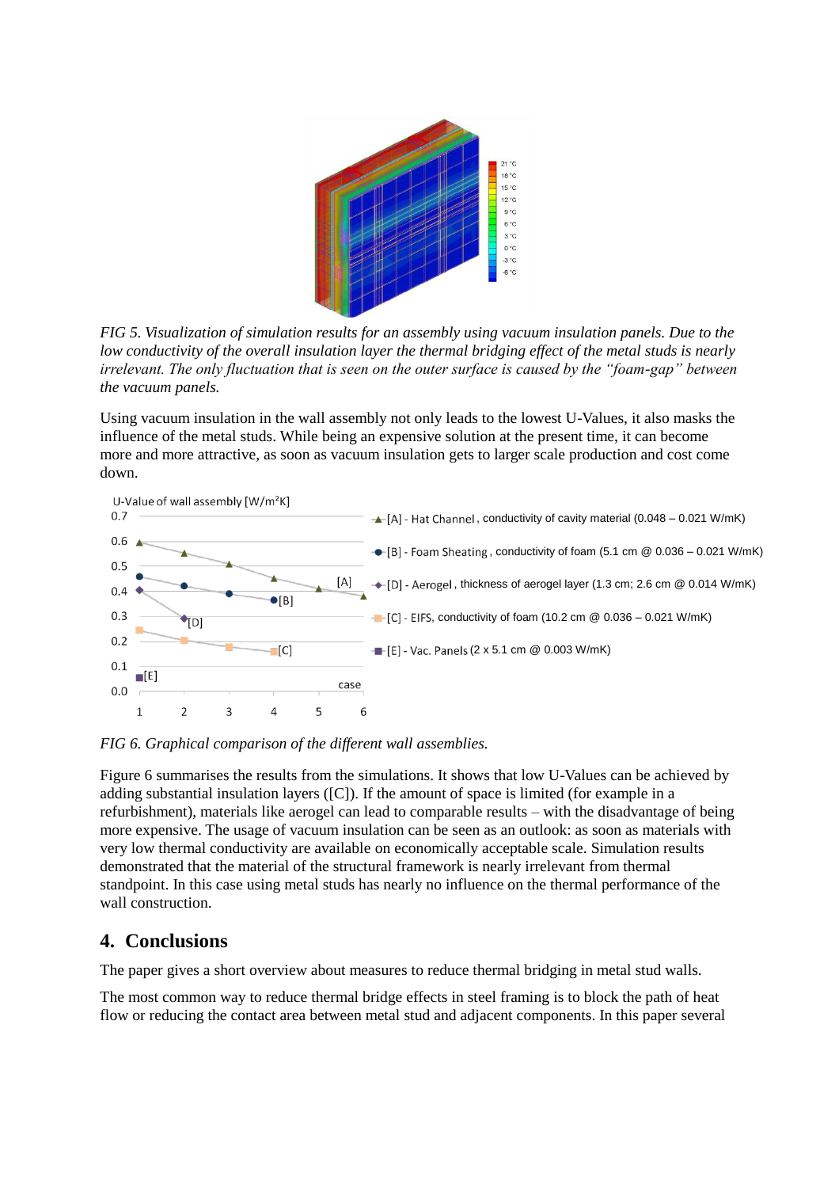*FIG 5. Visualization of simulation results for an assembly using vacuum insulation panels. Due to the low conductivity of the overall insulation layer the thermal bridging effect of the metal studs is nearly irrelevant. The only fluctuation that is seen on the outer surface is caused by the "foam-gap" between the vacuum panels.*

Using vacuum insulation in the wall assembly not only leads to the lowest U-Values, it also masks the influence of the metal studs. While being an expensive solution at the present time, it can become more and more attractive, as soon as vacuum insulation gets to larger scale production and cost come down.

*FIG 6. Graphical comparison of the different wall assemblies.*

Figure 6 summarises the results from the simulations. It shows that low U-Values can be achieved by adding substantial insulation layers ([C]). If the amount of space is limited (for example in a refurbishment), materials like aerogel can lead to comparable results – with the disadvantage of being more expensive. The usage of vacuum insulation can be seen as an outlook: as soon as materials with very low thermal conductivity are available on economically acceptable scale. Simulation results demonstrated that the material of the structural framework is nearly irrelevant from thermal standpoint. In this case using metal studs has nearly no influence on the thermal performance of the wall construction.

## 4. Conclusions

The paper gives a short overview about measures to reduce thermal bridging in metal stud walls.

The most common way to reduce thermal bridge effects in steel framing is to block the path of heat flow or reducing the contact area between metal stud and adjacent components. In this paper several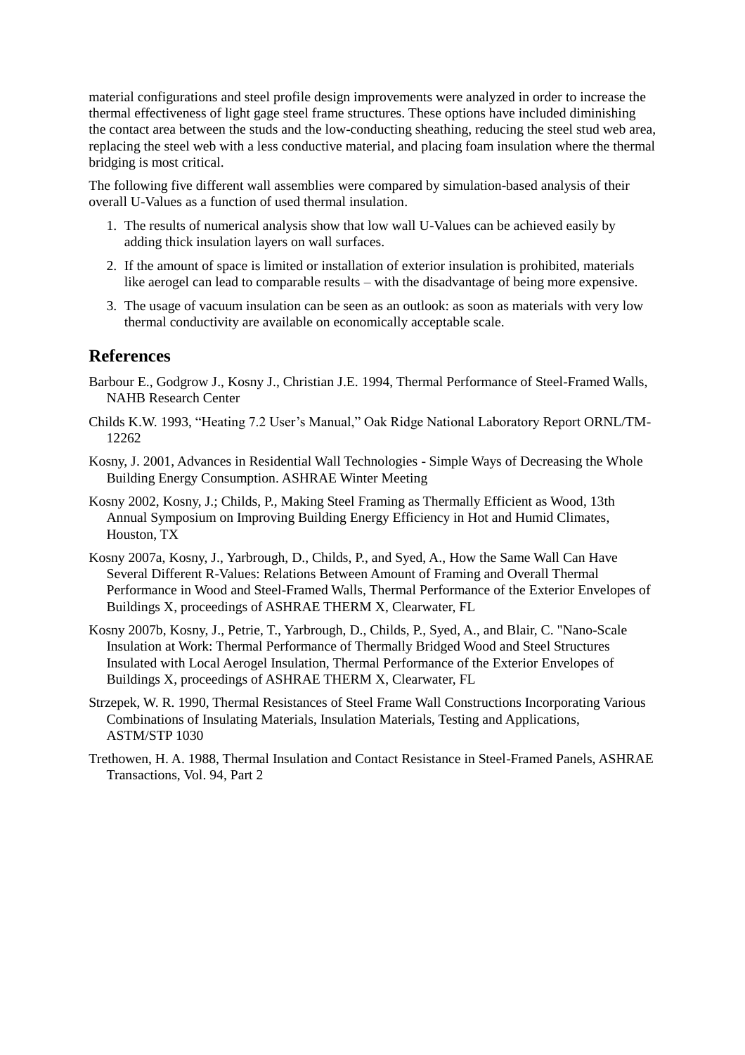material configurations and steel profile design improvements were analyzed in order to increase the thermal effectiveness of light gage steel frame structures. These options have included diminishing the contact area between the studs and the low-conducting sheathing, reducing the steel stud web area, replacing the steel web with a less conductive material, and placing foam insulation where the thermal bridging is most critical.

The following five different wall assemblies were compared by simulation-based analysis of their overall U-Values as a function of used thermal insulation.

1. The results of numerical analysis show that low wall U-Values can be achieved easily by adding thick insulation layers on wall surfaces.
2. If the amount of space is limited or installation of exterior insulation is prohibited, materials like aerogel can lead to comparable results – with the disadvantage of being more expensive.
3. The usage of vacuum insulation can be seen as an outlook: as soon as materials with very low thermal conductivity are available on economically acceptable scale.

## References

Barbour E., Godgrow J., Kosny J., Christian J.E. 1994, Thermal Performance of Steel-Framed Walls, NAHB Research Center

Childs K.W. 1993, “Heating 7.2 User’s Manual,” Oak Ridge National Laboratory Report ORNL/TM-12262

Kosny, J. 2001, Advances in Residential Wall Technologies - Simple Ways of Decreasing the Whole Building Energy Consumption. ASHRAE Winter Meeting

Kosny 2002, Kosny, J.; Childs, P., Making Steel Framing as Thermally Efficient as Wood, 13th Annual Symposium on Improving Building Energy Efficiency in Hot and Humid Climates, Houston, TX

Kosny 2007a, Kosny, J., Yarbrough, D., Childs, P., and Syed, A., How the Same Wall Can Have Several Different R-Values: Relations Between Amount of Framing and Overall Thermal Performance in Wood and Steel-Framed Walls, Thermal Performance of the Exterior Envelopes of Buildings X, proceedings of ASHRAE THERM X, Clearwater, FL

Kosny 2007b, Kosny, J., Petrie, T., Yarbrough, D., Childs, P., Syed, A., and Blair, C. "Nano-Scale Insulation at Work: Thermal Performance of Thermally Bridged Wood and Steel Structures Insulated with Local Aerogel Insulation, Thermal Performance of the Exterior Envelopes of Buildings X, proceedings of ASHRAE THERM X, Clearwater, FL

Strzepek, W. R. 1990, Thermal Resistances of Steel Frame Wall Constructions Incorporating Various Combinations of Insulating Materials, Insulation Materials, Testing and Applications, ASTM/STP 1030

Trethowen, H. A. 1988, Thermal Insulation and Contact Resistance in Steel-Framed Panels, ASHRAE Transactions, Vol. 94, Part 2